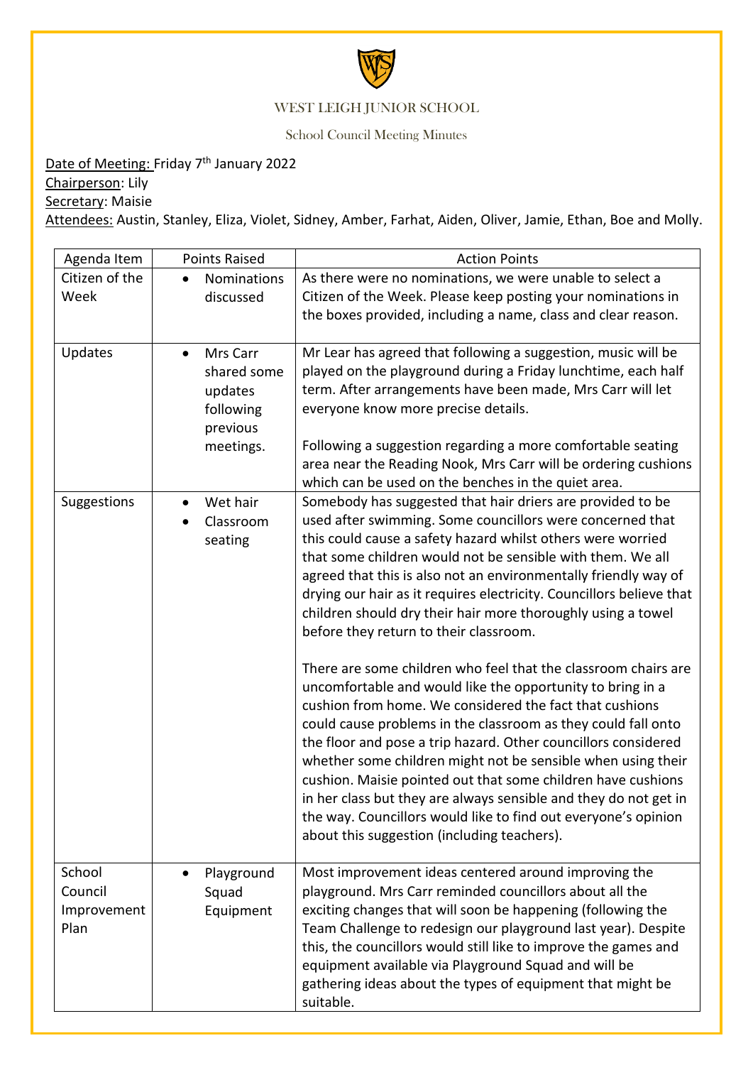# WEST LEIGH JUNIOR SCHOOL

School Council Meeting Minutes

Date of Meeting: Friday 7th January 2022
Chairperson: Lily
Secretary: Maisie
Attendees: Austin, Stanley, Eliza, Violet, Sidney, Amber, Farhat, Aiden, Oliver, Jamie, Ethan, Boe and Molly.

| Agenda Item | Points Raised | Action Points |
|---|---|---|
| Citizen of the Week | • Nominations discussed | As there were no nominations, we were unable to select a Citizen of the Week. Please keep posting your nominations in the boxes provided, including a name, class and clear reason. |
| Updates | • Mrs Carr shared some updates following previous meetings. | Mr Lear has agreed that following a suggestion, music will be played on the playground during a Friday lunchtime, each half term. After arrangements have been made, Mrs Carr will let everyone know more precise details.<br><br>Following a suggestion regarding a more comfortable seating area near the Reading Nook, Mrs Carr will be ordering cushions which can be used on the benches in the quiet area. |
| Suggestions | • Wet hair<br>• Classroom seating | Somebody has suggested that hair driers are provided to be used after swimming. Some councillors were concerned that this could cause a safety hazard whilst others were worried that some children would not be sensible with them. We all agreed that this is also not an environmentally friendly way of drying our hair as it requires electricity. Councillors believe that children should dry their hair more thoroughly using a towel before they return to their classroom.<br><br>There are some children who feel that the classroom chairs are uncomfortable and would like the opportunity to bring in a cushion from home. We considered the fact that cushions could cause problems in the classroom as they could fall onto the floor and pose a trip hazard. Other councillors considered whether some children might not be sensible when using their cushion. Maisie pointed out that some children have cushions in her class but they are always sensible and they do not get in the way. Councillors would like to find out everyone's opinion about this suggestion (including teachers). |
| School Council Improvement Plan | • Playground Squad Equipment | Most improvement ideas centered around improving the playground. Mrs Carr reminded councillors about all the exciting changes that will soon be happening (following the Team Challenge to redesign our playground last year). Despite this, the councillors would still like to improve the games and equipment available via Playground Squad and will be gathering ideas about the types of equipment that might be suitable. |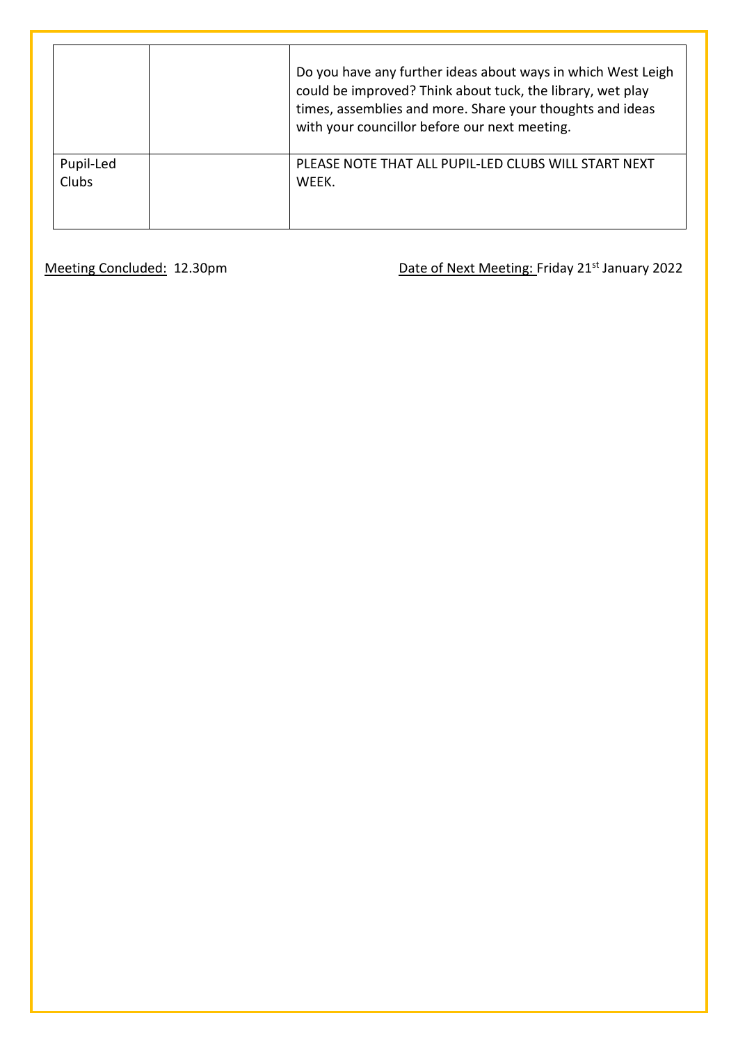| | | |
|---|---|---|
| | | Do you have any further ideas about ways in which West Leigh could be improved? Think about tuck, the library, wet play times, assemblies and more. Share your thoughts and ideas with your councillor before our next meeting. |
| Pupil-Led Clubs | | PLEASE NOTE THAT ALL PUPIL-LED CLUBS WILL START NEXT WEEK. |

Meeting Concluded: 12.30pm

Date of Next Meeting: Friday 21st January 2022